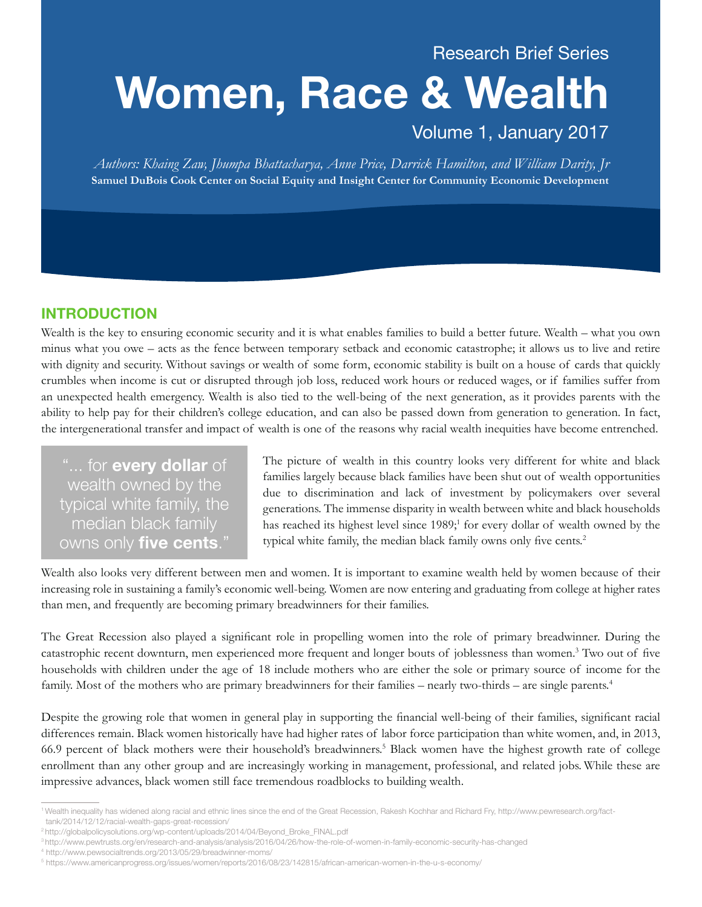Research Brief Series

# Women, Race & Wealth

Volume 1, January 2017

*Authors: Khaing Zaw, Jhumpa Bhattacharya, Anne Price, Darrick Hamilton, and William Darity, Jr*

**Samuel DuBois Cook Center on Social Equity and Insight Center for Community Economic Development**

## INTRODUCTION

Wealth is the key to ensuring economic security and it is what enables families to build a better future. Wealth – what you own minus what you owe – acts as the fence between temporary setback and economic catastrophe; it allows us to live and retire with dignity and security. Without savings or wealth of some form, economic stability is built on a house of cards that quickly crumbles when income is cut or disrupted through job loss, reduced work hours or reduced wages, or if families suffer from an unexpected health emergency. Wealth is also tied to the well-being of the next generation, as it provides parents with the ability to help pay for their children's college education, and can also be passed down from generation to generation. In fact, the intergenerational transfer and impact of wealth is one of the reasons why racial wealth inequities have become entrenched.

> "... for **every dollar** of wealth owned by the typical white family, the median black family owns only **five cents**."

The picture of wealth in this country looks very different for white and black families largely because black families have been shut out of wealth opportunities due to discrimination and lack of investment by policymakers over several generations. The immense disparity in wealth between white and black households has reached its highest level since 1989;[1] for every dollar of wealth owned by the typical white family, the median black family owns only five cents.[2]

Wealth also looks very different between men and women. It is important to examine wealth held by women because of their increasing role in sustaining a family's economic well-being. Women are now entering and graduating from college at higher rates than men, and frequently are becoming primary breadwinners for their families.

The Great Recession also played a significant role in propelling women into the role of primary breadwinner. During the catastrophic recent downturn, men experienced more frequent and longer bouts of joblessness than women.[3] Two out of five households with children under the age of 18 include mothers who are either the sole or primary source of income for the family. Most of the mothers who are primary breadwinners for their families – nearly two-thirds – are single parents.[4]

Despite the growing role that women in general play in supporting the financial well-being of their families, significant racial differences remain. Black women historically have had higher rates of labor force participation than white women, and, in 2013, 66.9 percent of black mothers were their household's breadwinners.[5] Black women have the highest growth rate of college enrollment than any other group and are increasingly working in management, professional, and related jobs. While these are impressive advances, black women still face tremendous roadblocks to building wealth.

---

[1] Wealth inequality has widened along racial and ethnic lines since the end of the Great Recession, Rakesh Kochhar and Richard Fry, http://www.pewresearch.org/fact-tank/2014/12/12/racial-wealth-gaps-great-recession/

[2] http://globalpolicysolutions.org/wp-content/uploads/2014/04/Beyond_Broke_FINAL.pdf

[3] http://www.pewtrusts.org/en/research-and-analysis/analysis/2016/04/26/how-the-role-of-women-in-family-economic-security-has-changed

[4] http://www.pewsocialtrends.org/2013/05/29/breadwinner-moms/

[5] https://www.americanprogress.org/issues/women/reports/2016/08/23/142815/african-american-women-in-the-u-s-economy/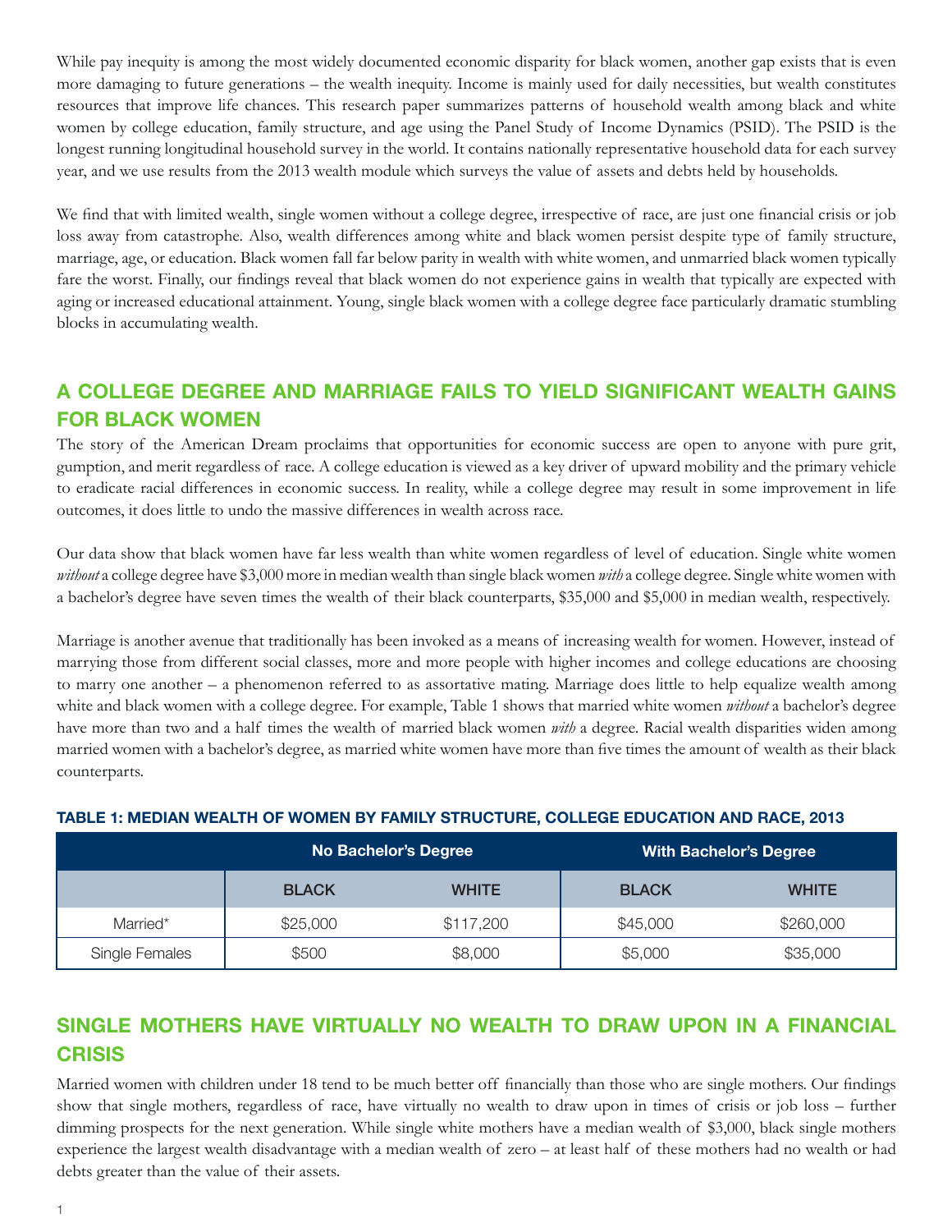While pay inequity is among the most widely documented economic disparity for black women, another gap exists that is even more damaging to future generations – the wealth inequity. Income is mainly used for daily necessities, but wealth constitutes resources that improve life chances. This research paper summarizes patterns of household wealth among black and white women by college education, family structure, and age using the Panel Study of Income Dynamics (PSID). The PSID is the longest running longitudinal household survey in the world. It contains nationally representative household data for each survey year, and we use results from the 2013 wealth module which surveys the value of assets and debts held by households.

We find that with limited wealth, single women without a college degree, irrespective of race, are just one financial crisis or job loss away from catastrophe. Also, wealth differences among white and black women persist despite type of family structure, marriage, age, or education. Black women fall far below parity in wealth with white women, and unmarried black women typically fare the worst. Finally, our findings reveal that black women do not experience gains in wealth that typically are expected with aging or increased educational attainment. Young, single black women with a college degree face particularly dramatic stumbling blocks in accumulating wealth.

## A COLLEGE DEGREE AND MARRIAGE FAILS TO YIELD SIGNIFICANT WEALTH GAINS FOR BLACK WOMEN

The story of the American Dream proclaims that opportunities for economic success are open to anyone with pure grit, gumption, and merit regardless of race. A college education is viewed as a key driver of upward mobility and the primary vehicle to eradicate racial differences in economic success. In reality, while a college degree may result in some improvement in life outcomes, it does little to undo the massive differences in wealth across race.

Our data show that black women have far less wealth than white women regardless of level of education. Single white women *without* a college degree have $3,000 more in median wealth than single black women *with* a college degree. Single white women with a bachelor's degree have seven times the wealth of their black counterparts, $35,000 and $5,000 in median wealth, respectively.

Marriage is another avenue that traditionally has been invoked as a means of increasing wealth for women. However, instead of marrying those from different social classes, more and more people with higher incomes and college educations are choosing to marry one another – a phenomenon referred to as assortative mating. Marriage does little to help equalize wealth among white and black women with a college degree. For example, Table 1 shows that married white women *without* a bachelor's degree have more than two and a half times the wealth of married black women *with* a degree. Racial wealth disparities widen among married women with a bachelor's degree, as married white women have more than five times the amount of wealth as their black counterparts.

**TABLE 1: MEDIAN WEALTH OF WOMEN BY FAMILY STRUCTURE, COLLEGE EDUCATION AND RACE, 2013**

| | No Bachelor's Degree | | With Bachelor's Degree | |
|---|---|---|---|---|
| | BLACK | WHITE | BLACK | WHITE |
| Married* | $25,000 | $117,200 | $45,000 | $260,000 |
| Single Females | $500 | $8,000 | $5,000 | $35,000 |

## SINGLE MOTHERS HAVE VIRTUALLY NO WEALTH TO DRAW UPON IN A FINANCIAL CRISIS

Married women with children under 18 tend to be much better off financially than those who are single mothers. Our findings show that single mothers, regardless of race, have virtually no wealth to draw upon in times of crisis or job loss – further dimming prospects for the next generation. While single white mothers have a median wealth of $3,000, black single mothers experience the largest wealth disadvantage with a median wealth of zero – at least half of these mothers had no wealth or had debts greater than the value of their assets.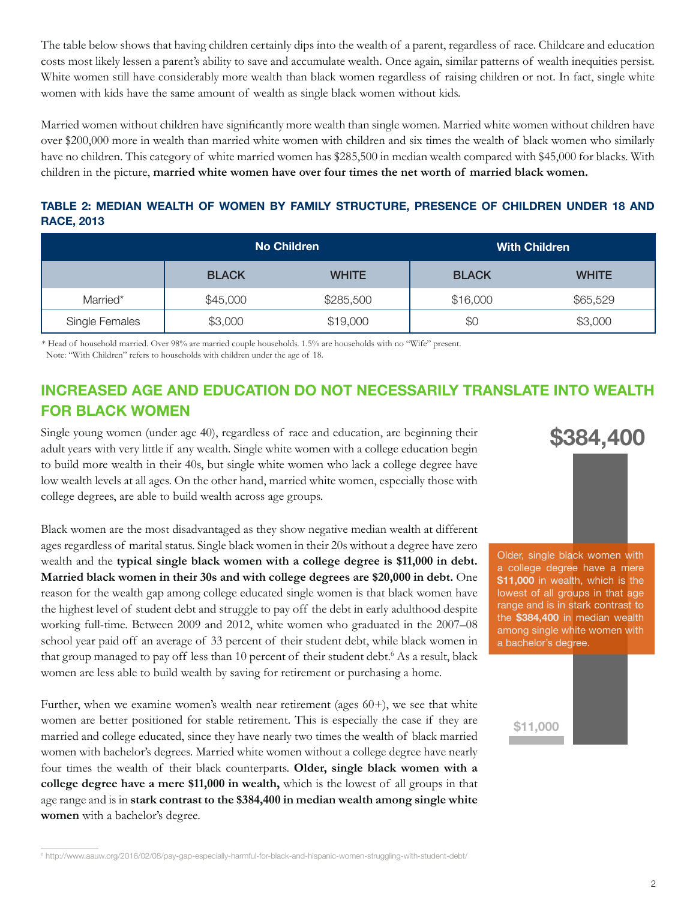The table below shows that having children certainly dips into the wealth of a parent, regardless of race. Childcare and education costs most likely lessen a parent's ability to save and accumulate wealth. Once again, similar patterns of wealth inequities persist. White women still have considerably more wealth than black women regardless of raising children or not. In fact, single white women with kids have the same amount of wealth as single black women without kids.

Married women without children have significantly more wealth than single women. Married white women without children have over $200,000 more in wealth than married white women with children and six times the wealth of black women who similarly have no children. This category of white married women has $285,500 in median wealth compared with $45,000 for blacks. With children in the picture, **married white women have over four times the net worth of married black women.**

**TABLE 2: MEDIAN WEALTH OF WOMEN BY FAMILY STRUCTURE, PRESENCE OF CHILDREN UNDER 18 AND RACE, 2013**

| | No Children | | With Children | |
|---|---|---|---|---|
| | BLACK | WHITE | BLACK | WHITE |
| Married* | $45,000 | $285,500 | $16,000 | $65,529 |
| Single Females | $3,000 | $19,000 | $0 | $3,000 |

\* Head of household married. Over 98% are married couple households. 1.5% are households with no "Wife" present.
Note: "With Children" refers to households with children under the age of 18.

## INCREASED AGE AND EDUCATION DO NOT NECESSARILY TRANSLATE INTO WEALTH FOR BLACK WOMEN

Single young women (under age 40), regardless of race and education, are beginning their adult years with very little if any wealth. Single white women with a college education begin to build more wealth in their 40s, but single white women who lack a college degree have low wealth levels at all ages. On the other hand, married white women, especially those with college degrees, are able to build wealth across age groups.

Black women are the most disadvantaged as they show negative median wealth at different ages regardless of marital status. Single black women in their 20s without a degree have zero wealth and the **typical single black women with a college degree is $11,000 in debt. Married black women in their 30s and with college degrees are $20,000 in debt.** One reason for the wealth gap among college educated single women is that black women have the highest level of student debt and struggle to pay off the debt in early adulthood despite working full-time. Between 2009 and 2012, white women who graduated in the 2007–08 school year paid off an average of 33 percent of their student debt, while black women in that group managed to pay off less than 10 percent of their student debt.[6] As a result, black women are less able to build wealth by saving for retirement or purchasing a home.

Further, when we examine women's wealth near retirement (ages 60+), we see that white women are better positioned for stable retirement. This is especially the case if they are married and college educated, since they have nearly two times the wealth of black married women with bachelor's degrees. Married white women without a college degree have nearly four times the wealth of their black counterparts. **Older, single black women with a college degree have a mere $11,000 in wealth,** which is the lowest of all groups in that age range and is in **stark contrast to the $384,400 in median wealth among single white women** with a bachelor's degree.

**$384,400**

Older, single black women with a college degree have a mere **$11,000** in wealth, which is the lowest of all groups in that age range and is in stark contrast to the **$384,400** in median wealth among single white women with a bachelor's degree.

**$11,000**

[6] http://www.aauw.org/2016/02/08/pay-gap-especially-harmful-for-black-and-hispanic-women-struggling-with-student-debt/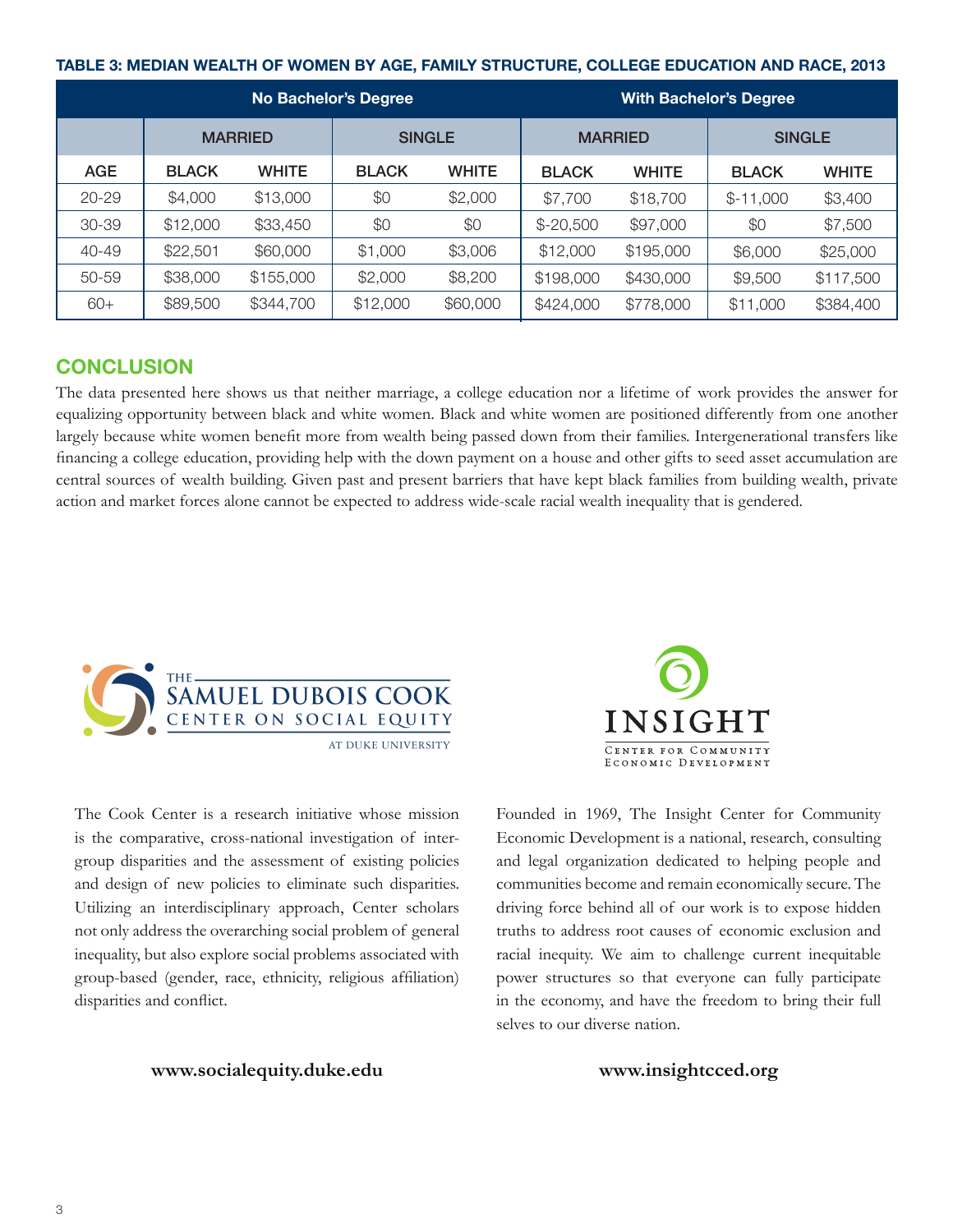**TABLE 3: MEDIAN WEALTH OF WOMEN BY AGE, FAMILY STRUCTURE, COLLEGE EDUCATION AND RACE, 2013**

| | No Bachelor's Degree | | | | With Bachelor's Degree | | | |
|---|---|---|---|---|---|---|---|---|
| | MARRIED | | SINGLE | | MARRIED | | SINGLE | |
| AGE | BLACK | WHITE | BLACK | WHITE | BLACK | WHITE | BLACK | WHITE |
| 20-29 | $4,000 | $13,000 | $0 | $2,000 | $7,700 | $18,700 | $-11,000 | $3,400 |
| 30-39 | $12,000 | $33,450 | $0 | $0 | $-20,500 | $97,000 | $0 | $7,500 |
| 40-49 | $22,501 | $60,000 | $1,000 | $3,006 | $12,000 | $195,000 | $6,000 | $25,000 |
| 50-59 | $38,000 | $155,000 | $2,000 | $8,200 | $198,000 | $430,000 | $9,500 | $117,500 |
| 60+ | $89,500 | $344,700 | $12,000 | $60,000 | $424,000 | $778,000 | $11,000 | $384,400 |

## CONCLUSION

The data presented here shows us that neither marriage, a college education nor a lifetime of work provides the answer for equalizing opportunity between black and white women. Black and white women are positioned differently from one another largely because white women benefit more from wealth being passed down from their families. Intergenerational transfers like financing a college education, providing help with the down payment on a house and other gifts to seed asset accumulation are central sources of wealth building. Given past and present barriers that have kept black families from building wealth, private action and market forces alone cannot be expected to address wide-scale racial wealth inequality that is gendered.

THE SAMUEL DUBOIS COOK CENTER ON SOCIAL EQUITY AT DUKE UNIVERSITY

The Cook Center is a research initiative whose mission is the comparative, cross-national investigation of inter-group disparities and the assessment of existing policies and design of new policies to eliminate such disparities. Utilizing an interdisciplinary approach, Center scholars not only address the overarching social problem of general inequality, but also explore social problems associated with group-based (gender, race, ethnicity, religious affiliation) disparities and conflict.

**www.socialequity.duke.edu**

INSIGHT CENTER FOR COMMUNITY ECONOMIC DEVELOPMENT

Founded in 1969, The Insight Center for Community Economic Development is a national, research, consulting and legal organization dedicated to helping people and communities become and remain economically secure. The driving force behind all of our work is to expose hidden truths to address root causes of economic exclusion and racial inequity. We aim to challenge current inequitable power structures so that everyone can fully participate in the economy, and have the freedom to bring their full selves to our diverse nation.

**www.insightcced.org**